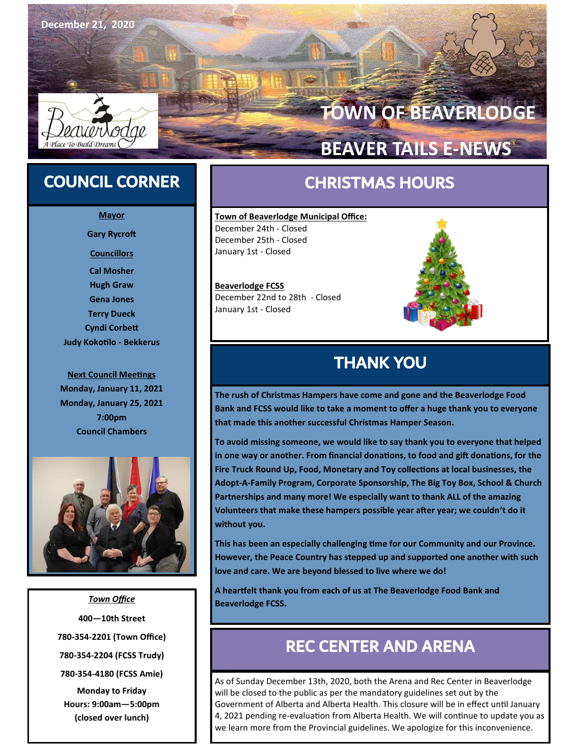December 21, 2020

# TOWN OF BEAVERLODGE

# BEAVER TAILS E-NEWS

## COUNCIL CORNER

**Mayor**

**Gary Rycroft**

**Councillors**

**Cal Mosher**
**Hugh Graw**
**Gena Jones**
**Terry Dueck**
**Cyndi Corbett**
**Judy Kokotilo - Bekkerus**

**Next Council Meetings**
**Monday, January 11, 2021**
**Monday, January 25, 2021**
**7:00pm**
**Council Chambers**

***Town Office***

**400—10th Street**

**780-354-2201 (Town Office)**

**780-354-2204 (FCSS Trudy)**

**780-354-4180 (FCSS Amie)**

**Monday to Friday**
**Hours: 9:00am—5:00pm**
**(closed over lunch)**

## CHRISTMAS HOURS

**Town of Beaverlodge Municipal Office:**
December 24th - Closed
December 25th - Closed
January 1st - Closed

**Beaverlodge FCSS**
December 22nd to 28th - Closed
January 1st - Closed

## THANK YOU

**The rush of Christmas Hampers have come and gone and the Beaverlodge Food Bank and FCSS would like to take a moment to offer a huge thank you to everyone that made this another successful Christmas Hamper Season.**

**To avoid missing someone, we would like to say thank you to everyone that helped in one way or another. From financial donations, to food and gift donations, for the Fire Truck Round Up, Food, Monetary and Toy collections at local businesses, the Adopt-A-Family Program, Corporate Sponsorship, The Big Toy Box, School & Church Partnerships and many more! We especially want to thank ALL of the amazing Volunteers that make these hampers possible year after year; we couldn't do it without you.**

**This has been an especially challenging time for our Community and our Province. However, the Peace Country has stepped up and supported one another with such love and care. We are beyond blessed to live where we do!**

**A heartfelt thank you from each of us at The Beaverlodge Food Bank and Beaverlodge FCSS.**

## REC CENTER AND ARENA

As of Sunday December 13th, 2020, both the Arena and Rec Center in Beaverlodge will be closed to the public as per the mandatory guidelines set out by the Government of Alberta and Alberta Health. This closure will be in effect until January 4, 2021 pending re-evaluation from Alberta Health. We will continue to update you as we learn more from the Provincial guidelines. We apologize for this inconvenience.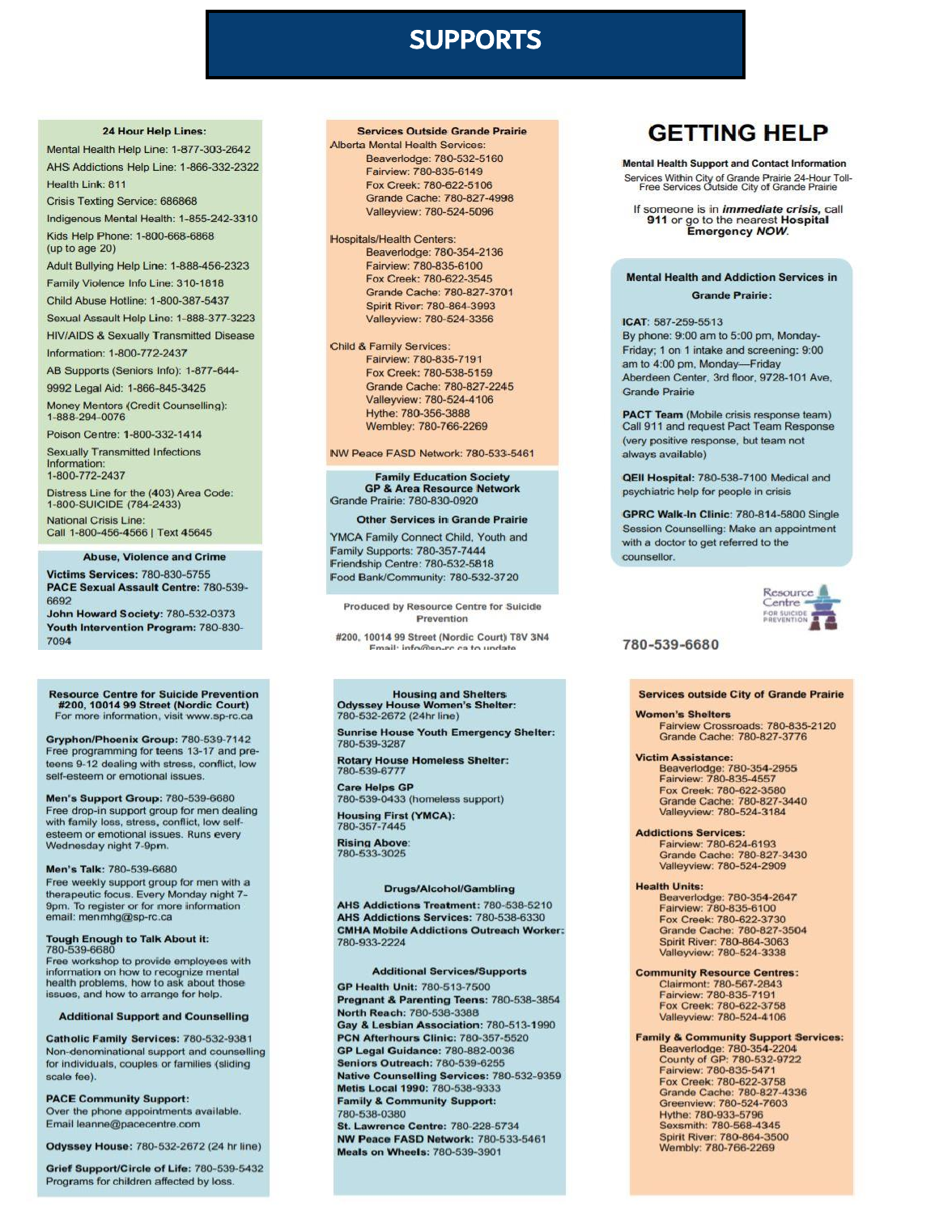# SUPPORTS

### 24 Hour Help Lines:

Mental Health Help Line: 1-877-303-2642
AHS Addictions Help Line: 1-866-332-2322
Health Link: 811
Crisis Texting Service: 686868
Indigenous Mental Health: 1-855-242-3310
Kids Help Phone: 1-800-668-6868 (up to age 20)
Adult Bullying Help Line: 1-888-456-2323
Family Violence Info Line: 310-1818
Child Abuse Hotline: 1-800-387-5437
Sexual Assault Help Line: 1-888-377-3223
HIV/AIDS & Sexually Transmitted Disease Information: 1-800-772-2437
AB Supports (Seniors Info): 1-877-644-9992 Legal Aid: 1-866-845-3425
Money Mentors (Credit Counselling): 1-888-294-0076
Poison Centre: 1-800-332-1414
Sexually Transmitted Infections Information: 1-800-772-2437
Distress Line for the (403) Area Code: 1-800-SUICIDE (784-2433)
National Crisis Line: Call 1-800-456-4566 | Text 45645

### Abuse, Violence and Crime

**Victims Services:** 780-830-5755
**PACE Sexual Assault Centre:** 780-539-6692
**John Howard Society:** 780-532-0373
**Youth Intervention Program:** 780-830-7094

### Services Outside Grande Prairie

Alberta Mental Health Services:
- Beaverlodge: 780-532-5160
- Fairview: 780-835-6149
- Fox Creek: 780-622-5106
- Grande Cache: 780-827-4998
- Valleyview: 780-524-5096

Hospitals/Health Centers:
- Beaverlodge: 780-354-2136
- Fairview: 780-835-6100
- Fox Creek: 780-622-3545
- Grande Cache: 780-827-3701
- Spirit River: 780-864-3993
- Valleyview: 780-524-3356

Child & Family Services:
- Fairview: 780-835-7191
- Fox Creek: 780-538-5159
- Grande Cache: 780-827-2245
- Valleyview: 780-524-4106
- Hythe: 780-356-3888
- Wembley: 780-766-2269

NW Peace FASD Network: 780-533-5461

### Family Education Society GP & Area Resource Network

Grande Prairie: 780-830-0920

### Other Services in Grande Prairie

YMCA Family Connect Child, Youth and Family Supports: 780-357-7444
Friendship Centre: 780-532-5818
Food Bank/Community: 780-532-3720

Produced by Resource Centre for Suicide Prevention

#200, 10014 99 Street (Nordic Court) T8V 3N4
Email: info@sp-rc.ca to update

# GETTING HELP

**Mental Health Support and Contact Information**

Services Within City of Grande Prairie 24-Hour Toll-Free Services Outside City of Grande Prairie

If someone is in ***immediate crisis,*** call **911** or go to the nearest **Hospital Emergency *NOW*.**

### Mental Health and Addiction Services in Grande Prairie:

**ICAT:** 587-259-5513
By phone: 9:00 am to 5:00 pm, Monday-Friday; 1 on 1 intake and screening: 9:00 am to 4:00 pm, Monday—Friday
Aberdeen Center, 3rd floor, 9728-101 Ave, Grande Prairie

**PACT Team** (Mobile crisis response team) Call 911 and request Pact Team Response (very positive response, but team not always available)

**QEII Hospital:** 780-538-7100 Medical and psychiatric help for people in crisis

**GPRC Walk-In Clinic:** 780-814-5800 Single Session Counselling: Make an appointment with a doctor to get referred to the counsellor.

Resource Centre for Suicide Prevention

780-539-6680

### Resource Centre for Suicide Prevention #200, 10014 99 Street (Nordic Court)

For more information, visit www.sp-rc.ca

**Gryphon/Phoenix Group:** 780-539-7142
Free programming for teens 13-17 and pre-teens 9-12 dealing with stress, conflict, low self-esteem or emotional issues.

**Men's Support Group:** 780-539-6680
Free drop-in support group for men dealing with family loss, stress, conflict, low self-esteem or emotional issues. Runs every Wednesday night 7-9pm.

**Men's Talk:** 780-539-6680
Free weekly support group for men with a therapeutic focus. Every Monday night 7-9pm. To register or for more information email: menmhg@sp-rc.ca

**Tough Enough to Talk About it:** 780-539-6680
Free workshop to provide employees with information on how to recognize mental health problems, how to ask about those issues, and how to arrange for help.

### Additional Support and Counselling

**Catholic Family Services:** 780-532-9381
Non-denominational support and counselling for individuals, couples or families (sliding scale fee).

**PACE Community Support:**
Over the phone appointments available. Email leanne@pacecentre.com

**Odyssey House:** 780-532-2672 (24 hr line)

**Grief Support/Circle of Life:** 780-539-5432
Programs for children affected by loss.

### Housing and Shelters

**Odyssey House Women's Shelter:** 780-532-2672 (24hr line)

**Sunrise House Youth Emergency Shelter:** 780-539-3287

**Rotary House Homeless Shelter:** 780-539-6777

**Care Helps GP**
780-539-0433 (homeless support)

**Housing First (YMCA):** 780-357-7445

**Rising Above:** 780-533-3025

### Drugs/Alcohol/Gambling

**AHS Addictions Treatment:** 780-538-5210
**AHS Addictions Services:** 780-538-6330
**CMHA Mobile Addictions Outreach Worker:** 780-933-2224

### Additional Services/Supports

**GP Health Unit:** 780-513-7500
**Pregnant & Parenting Teens:** 780-538-3854
**North Reach:** 780-538-3388
**Gay & Lesbian Association:** 780-513-1990
**PCN Afterhours Clinic:** 780-357-5520
**GP Legal Guidance:** 780-882-0036
**Seniors Outreach:** 780-539-6255
**Native Counselling Services:** 780-532-9359
**Metis Local 1990:** 780-538-9333
**Family & Community Support:** 780-538-0380
**St. Lawrence Centre:** 780-228-5734
**NW Peace FASD Network:** 780-533-5461
**Meals on Wheels:** 780-539-3901

### Services outside City of Grande Prairie

**Women's Shelters**
- Fairview Crossroads: 780-835-2120
- Grande Cache: 780-827-3776

**Victim Assistance:**
- Beaverlodge: 780-354-2955
- Fairview: 780-835-4557
- Fox Creek: 780-622-3580
- Grande Cache: 780-827-3440
- Valleyview: 780-524-3184

**Addictions Services:**
- Fairview: 780-624-6193
- Grande Cache: 780-827-3430
- Valleyview: 780-524-2909

**Health Units:**
- Beaverlodge: 780-354-2647
- Fairview: 780-835-6100
- Fox Creek: 780-622-3730
- Grande Cache: 780-827-3504
- Spirit River: 780-864-3063
- Valleyview: 780-524-3338

**Community Resource Centres:**
- Clairmont: 780-567-2843
- Fairview: 780-835-7191
- Fox Creek: 780-622-3758
- Valleyview: 780-524-4106

**Family & Community Support Services:**
- Beaverlodge: 780-354-2204
- County of GP: 780-532-9722
- Fairview: 780-835-5471
- Fox Creek: 780-622-3758
- Grande Cache: 780-827-4336
- Greenview: 780-524-7603
- Hythe: 780-933-5796
- Sexsmith: 780-568-4345
- Spirit River: 780-864-3500
- Wembly: 780-766-2269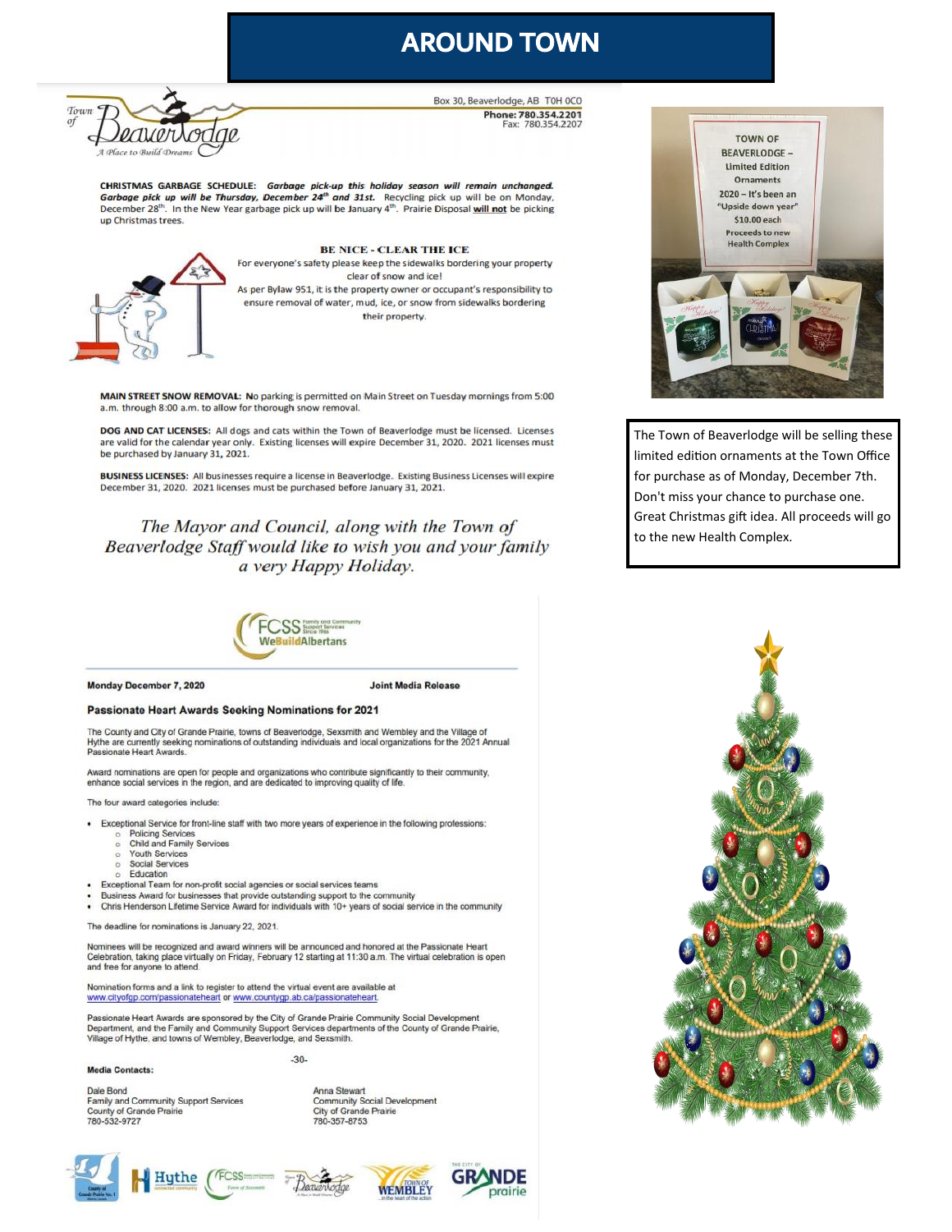# AROUND TOWN

Town of Beaverlodge
*A Place to Build Dreams*

Box 30, Beaverlodge, AB T0H 0C0
**Phone: 780.354.2201**
Fax: 780.354.2207

**CHRISTMAS GARBAGE SCHEDULE:** ***Garbage pick-up this holiday season will remain unchanged. Garbage pick up will be Thursday, December 24th and 31st.*** Recycling pick up will be on Monday, December 28th. In the New Year garbage pick up will be January 4th. Prairie Disposal **will not** be picking up Christmas trees.

**BE NICE - CLEAR THE ICE**

For everyone's safety please keep the sidewalks bordering your property clear of snow and ice!

As per Bylaw 951, it is the property owner or occupant's responsibility to ensure removal of water, mud, ice, or snow from sidewalks bordering their property.

**MAIN STREET SNOW REMOVAL:** No parking is permitted on Main Street on Tuesday mornings from 5:00 a.m. through 8:00 a.m. to allow for thorough snow removal.

**DOG AND CAT LICENSES:** All dogs and cats within the Town of Beaverlodge must be licensed. Licenses are valid for the calendar year only. Existing licenses will expire December 31, 2020. 2021 licenses must be purchased by January 31, 2021.

**BUSINESS LICENSES:** All businesses require a license in Beaverlodge. Existing Business Licenses will expire December 31, 2020. 2021 licenses must be purchased before January 31, 2021.

*The Mayor and Council, along with the Town of Beaverlodge Staff would like to wish you and your family a very Happy Holiday.*

TOWN OF BEAVERLODGE – Limited Edition Ornaments
2020 – It's been an "Upside down year"
$10.00 each
Proceeds to new Health Complex

The Town of Beaverlodge will be selling these limited edition ornaments at the Town Office for purchase as of Monday, December 7th. Don't miss your chance to purchase one. Great Christmas gift idea. All proceeds will go to the new Health Complex.

FCSS Family and Community Support Services Since 1966 — WeBuildAlbertans

**Monday December 7, 2020** **Joint Media Release**

## Passionate Heart Awards Seeking Nominations for 2021

The County and City of Grande Prairie, towns of Beaverlodge, Sexsmith and Wembley and the Village of Hythe are currently seeking nominations of outstanding individuals and local organizations for the 2021 Annual Passionate Heart Awards.

Award nominations are open for people and organizations who contribute significantly to their community, enhance social services in the region, and are dedicated to improving quality of life.

The four award categories include:

- Exceptional Service for front-line staff with two more years of experience in the following professions:
  - Policing Services
  - Child and Family Services
  - Youth Services
  - Social Services
  - Education
- Exceptional Team for non-profit social agencies or social services teams
- Business Award for businesses that provide outstanding support to the community
- Chris Henderson Lifetime Service Award for individuals with 10+ years of social service in the community

The deadline for nominations is January 22, 2021.

Nominees will be recognized and award winners will be announced and honored at the Passionate Heart Celebration, taking place virtually on Friday, February 12 starting at 11:30 a.m. The virtual celebration is open and free for anyone to attend.

Nomination forms and a link to register to attend the virtual event are available at www.cityofgp.com/passionateheart or www.countygp.ab.ca/passionateheart.

Passionate Heart Awards are sponsored by the City of Grande Prairie Community Social Development Department, and the Family and Community Support Services departments of the County of Grande Prairie, Village of Hythe, and towns of Wembley, Beaverlodge, and Sexsmith.

-30-

**Media Contacts:**

Dale Bond
Family and Community Support Services
County of Grande Prairie
780-532-9727

Anna Stewart
Community Social Development
City of Grande Prairie
780-357-8753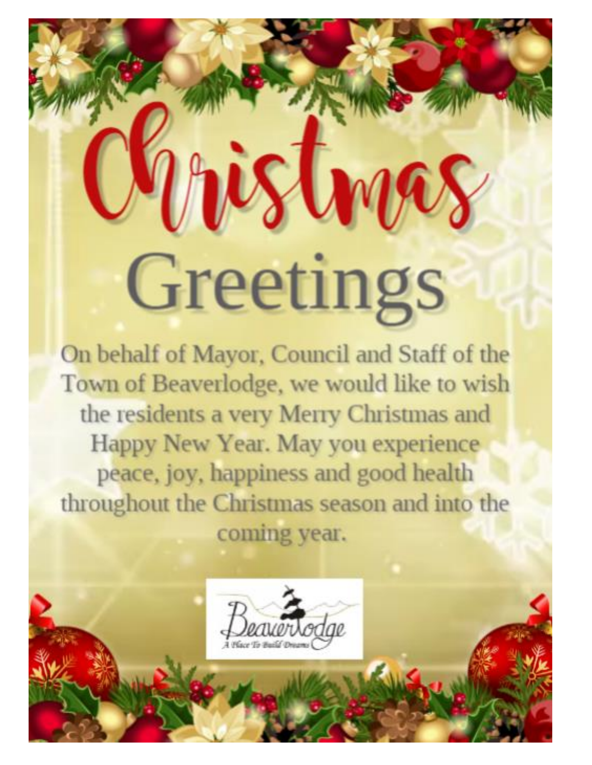# Christmas Greetings

On behalf of Mayor, Council and Staff of the Town of Beaverlodge, we would like to wish the residents a very Merry Christmas and Happy New Year. May you experience peace, joy, happiness and good health throughout the Christmas season and into the coming year.

Beaverlodge

*A Place To Build Dreams*